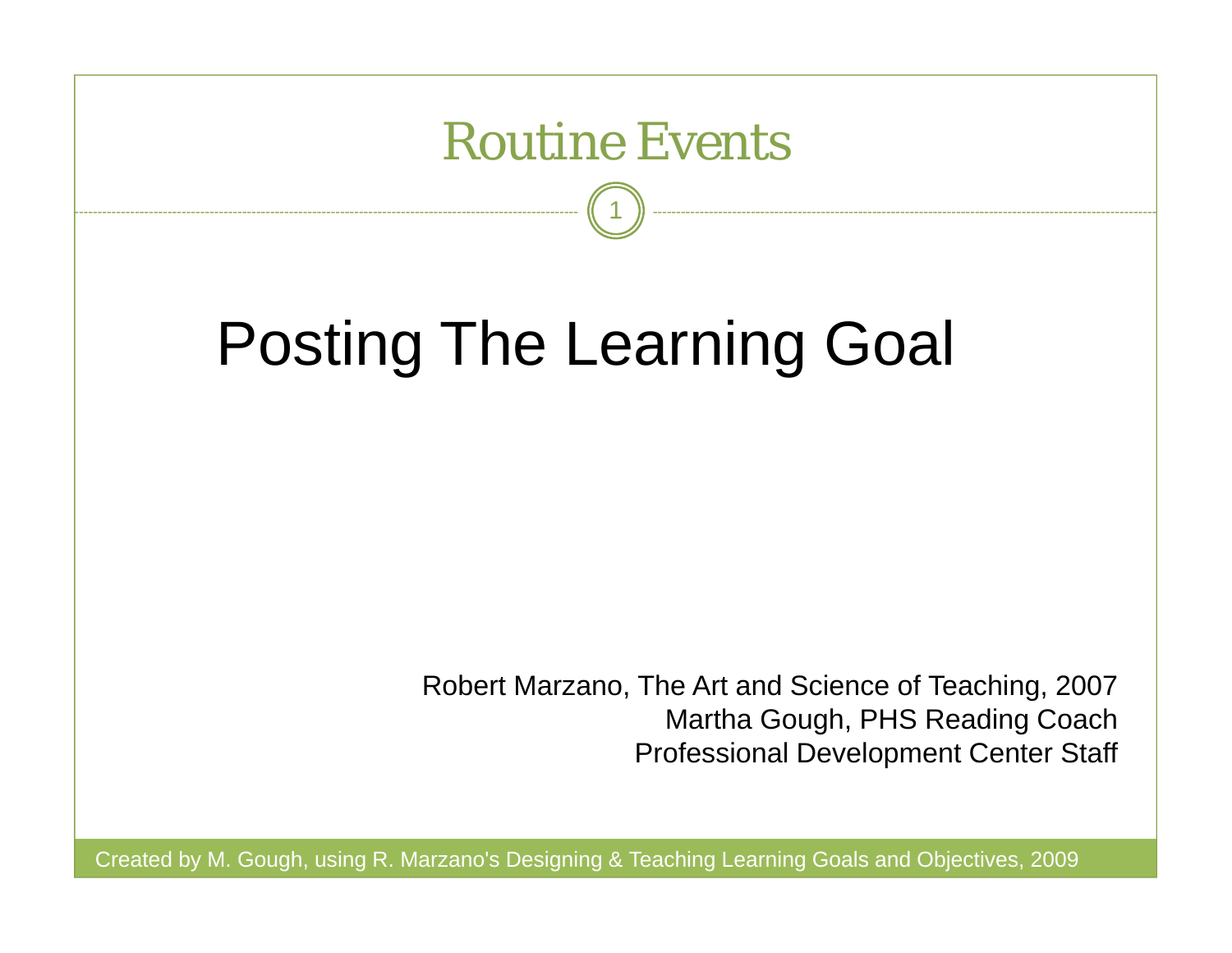# Routine Events

## Posting The Learning Goal

Robert Marzano, The Art and Science of Teaching, 2007
Martha Gough, PHS Reading Coach
Professional Development Center Staff

Created by M. Gough, using R. Marzano's Designing & Teaching Learning Goals and Objectives, 2009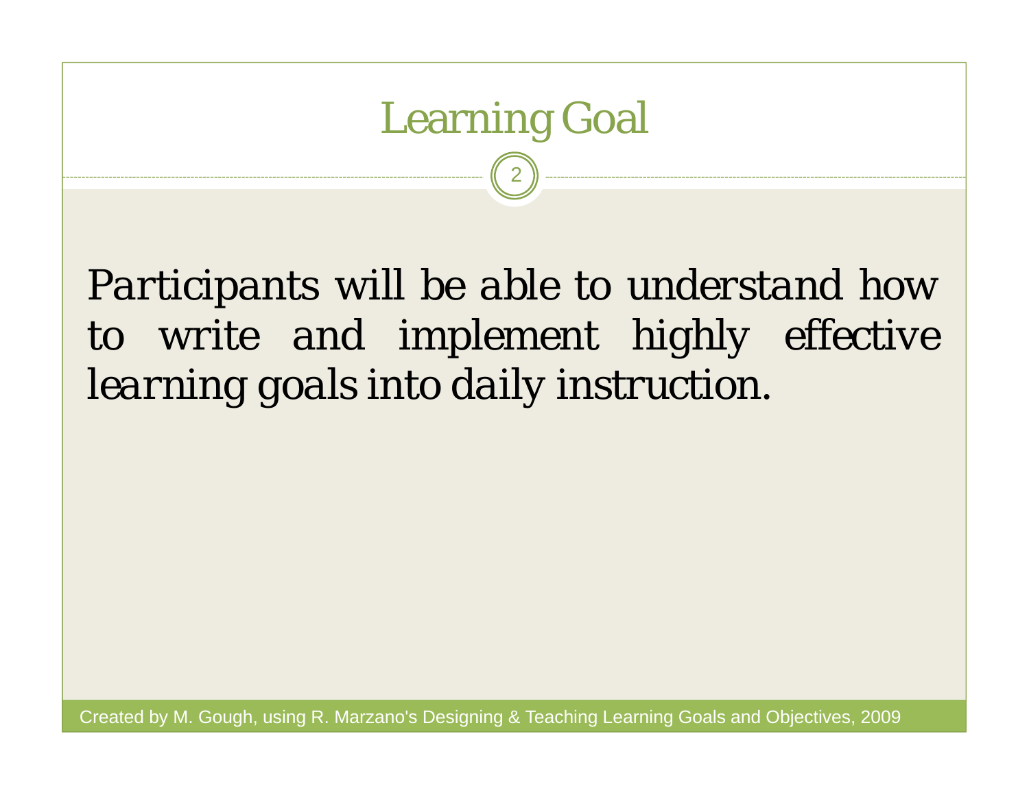# Learning Goal

Participants will be able to understand how to write and implement highly effective learning goals into daily instruction.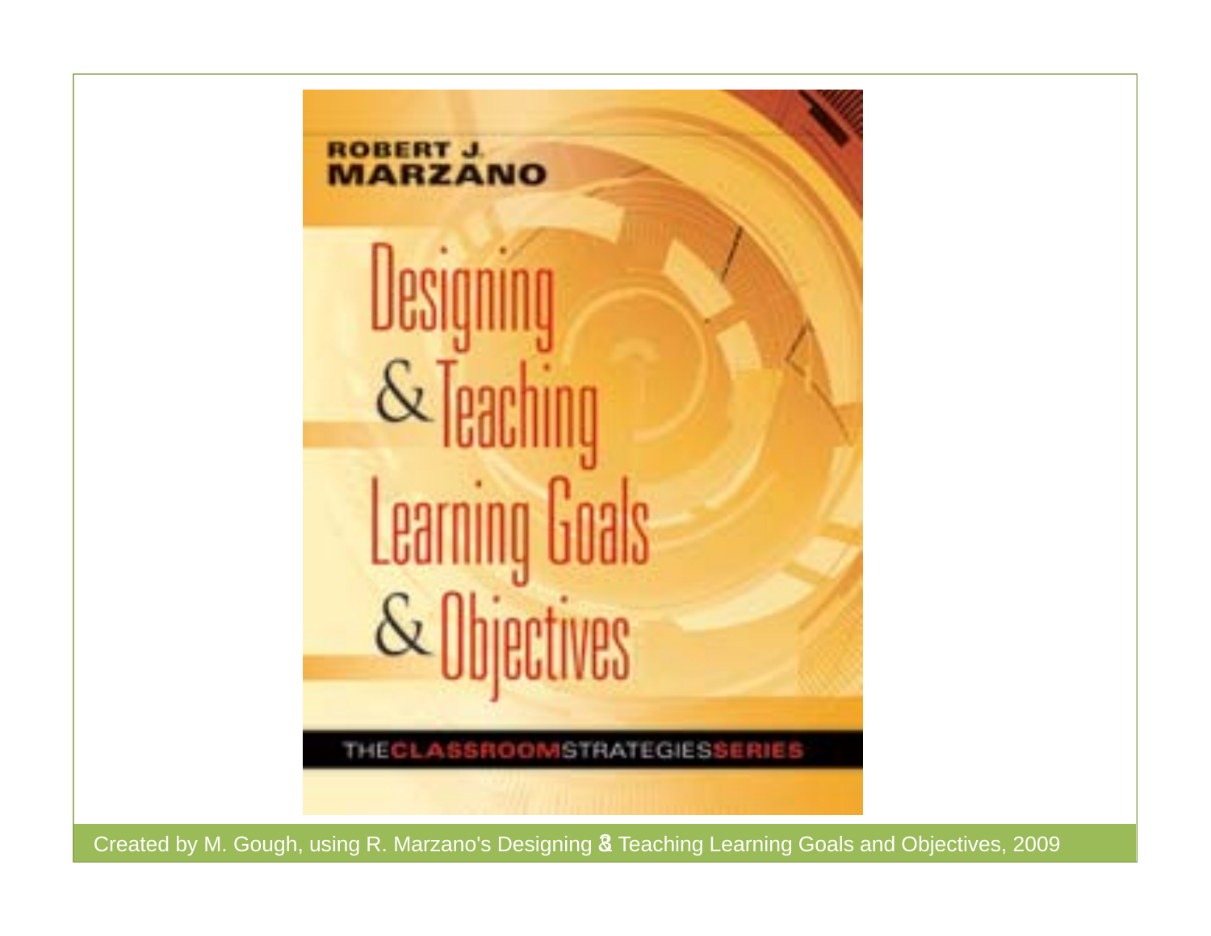ROBERT J.
MARZANO

# Designing & Teaching Learning Goals & Objectives

THE CLASSROOM STRATEGIES SERIES

Created by M. Gough, using R. Marzano's Designing & Teaching Learning Goals and Objectives, 2009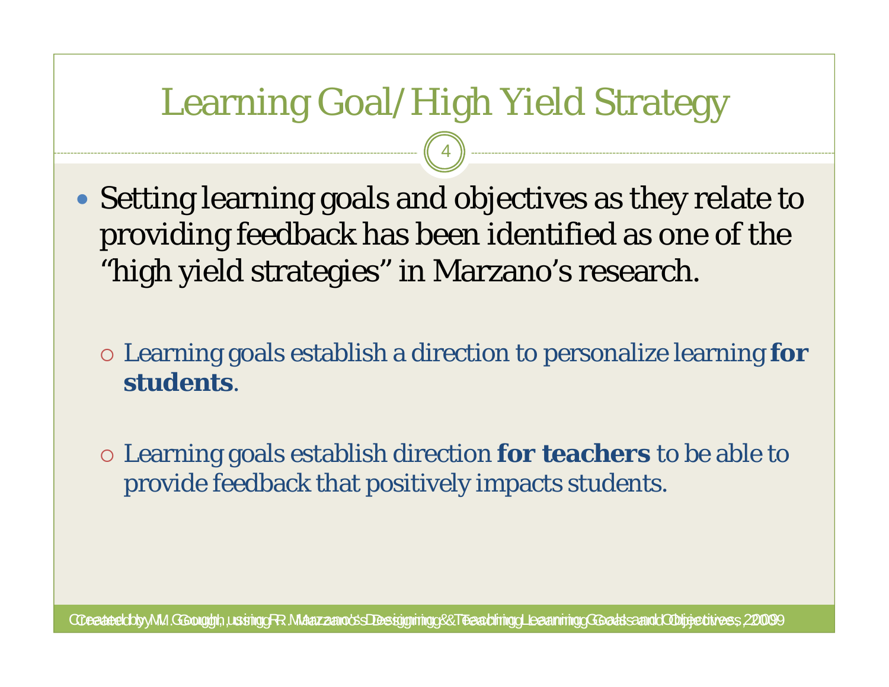# Learning Goal/High Yield Strategy

- Setting learning goals and objectives as they relate to providing feedback has been identified as one of the "high yield strategies" in Marzano's research.
  - Learning goals establish a direction to personalize learning **for students**.
  - Learning goals establish direction **for teachers** to be able to provide feedback that positively impacts students.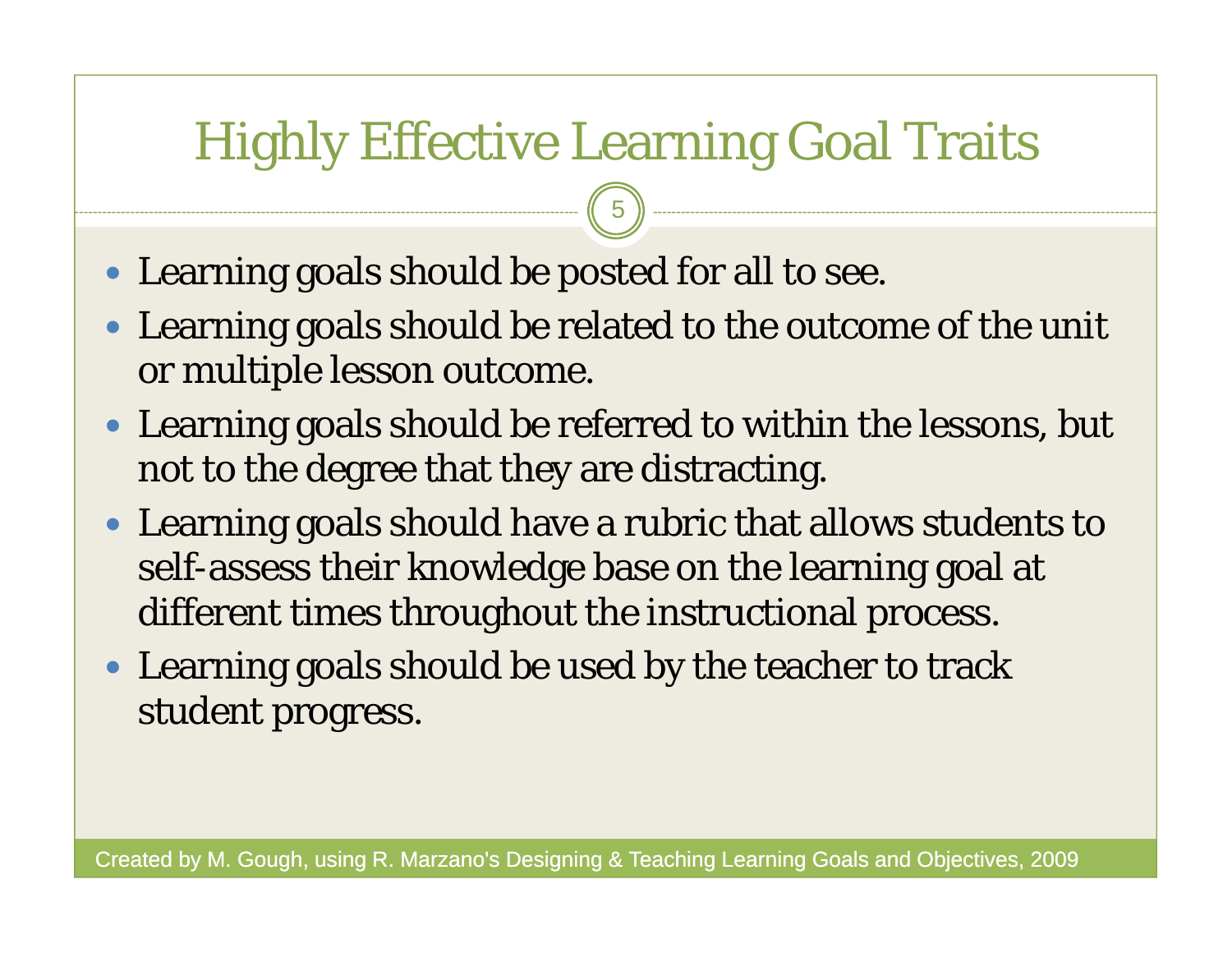# Highly Effective Learning Goal Traits

- Learning goals should be posted for all to see.
- Learning goals should be related to the outcome of the unit or multiple lesson outcome.
- Learning goals should be referred to within the lessons, but not to the degree that they are distracting.
- Learning goals should have a rubric that allows students to self-assess their knowledge base on the learning goal at different times throughout the instructional process.
- Learning goals should be used by the teacher to track student progress.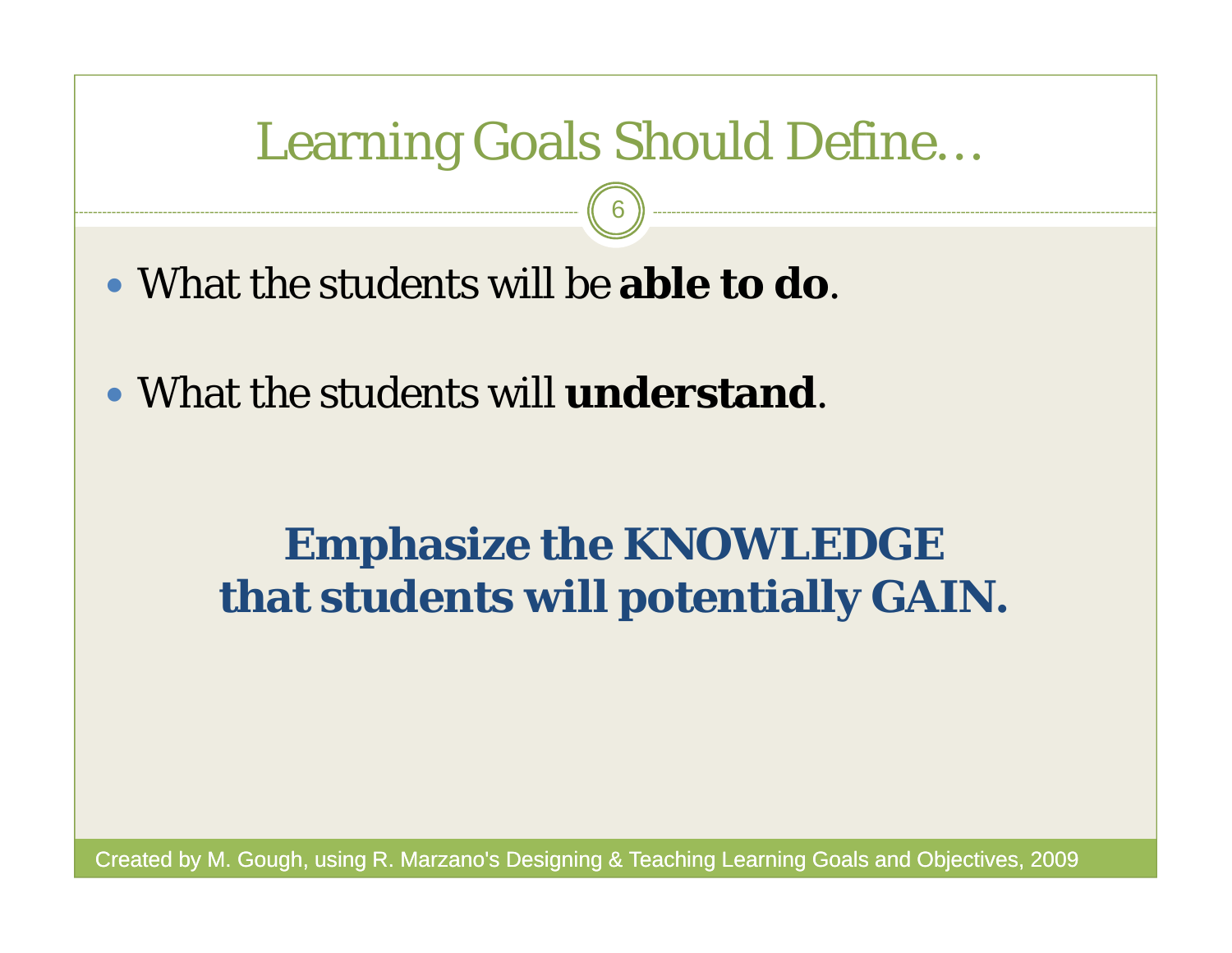# Learning Goals Should Define…

- What the students will be **able to do**.
- What the students will **understand**.

**Emphasize the KNOWLEDGE that students will potentially GAIN.**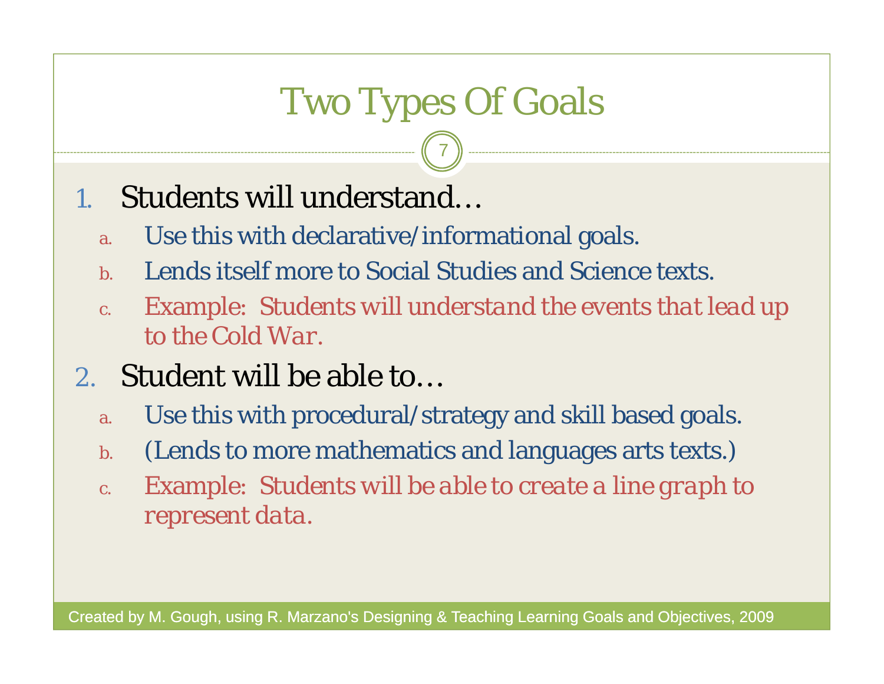# Two Types Of Goals

1. Students will understand…
   a. Use this with declarative/informational goals.
   b. Lends itself more to Social Studies and Science texts.
   c. Example: Students will understand *the events that lead up to the Cold War.*
2. Student will be able to…
   a. Use this with procedural/strategy and skill based goals.
   b. (Lends to more mathematics and languages arts texts.)
   c. Example: Students will be able to *create a line graph to represent data.*

Created by M. Gough, using R. Marzano's Designing & Teaching Learning Goals and Objectives, 2009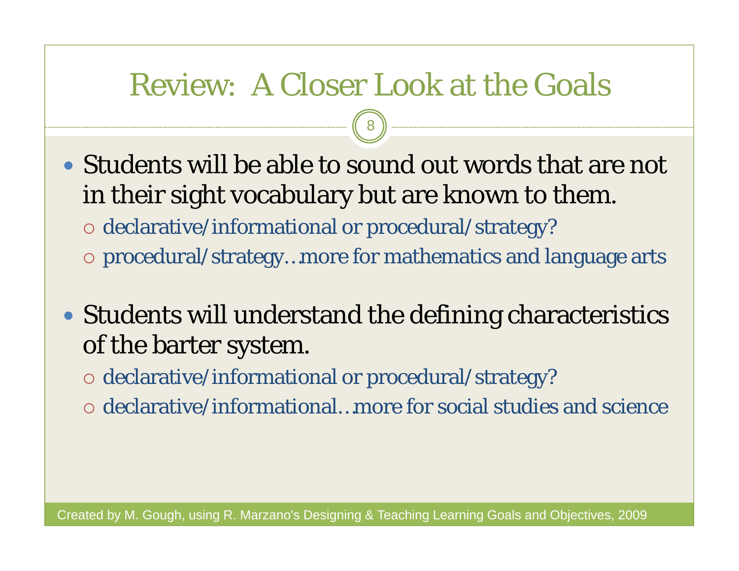# Review: A Closer Look at the Goals

- Students will be able to sound out words that are not in their sight vocabulary but are known to them.
  - declarative/informational or procedural/strategy?
  - procedural/strategy…more for mathematics and language arts

- Students will understand the defining characteristics of the barter system.
  - declarative/informational or procedural/strategy?
  - declarative/informational…more for social studies and science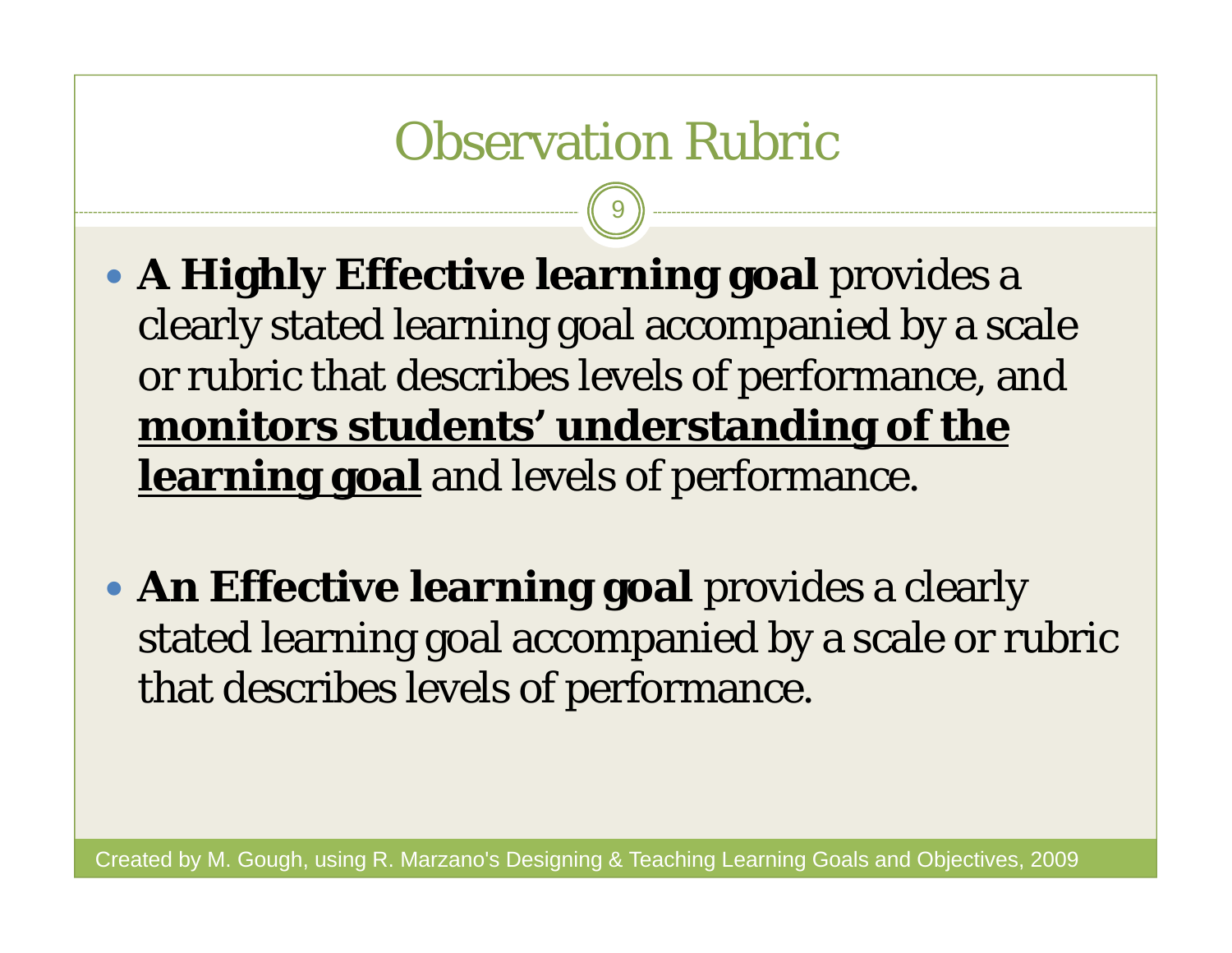# Observation Rubric

- **A Highly Effective learning goal** provides a clearly stated learning goal accompanied by a scale or rubric that describes levels of performance, and **<u>monitors students' understanding of the learning goal</u>** and levels of performance.

- **An Effective learning goal** provides a clearly stated learning goal accompanied by a scale or rubric that describes levels of performance.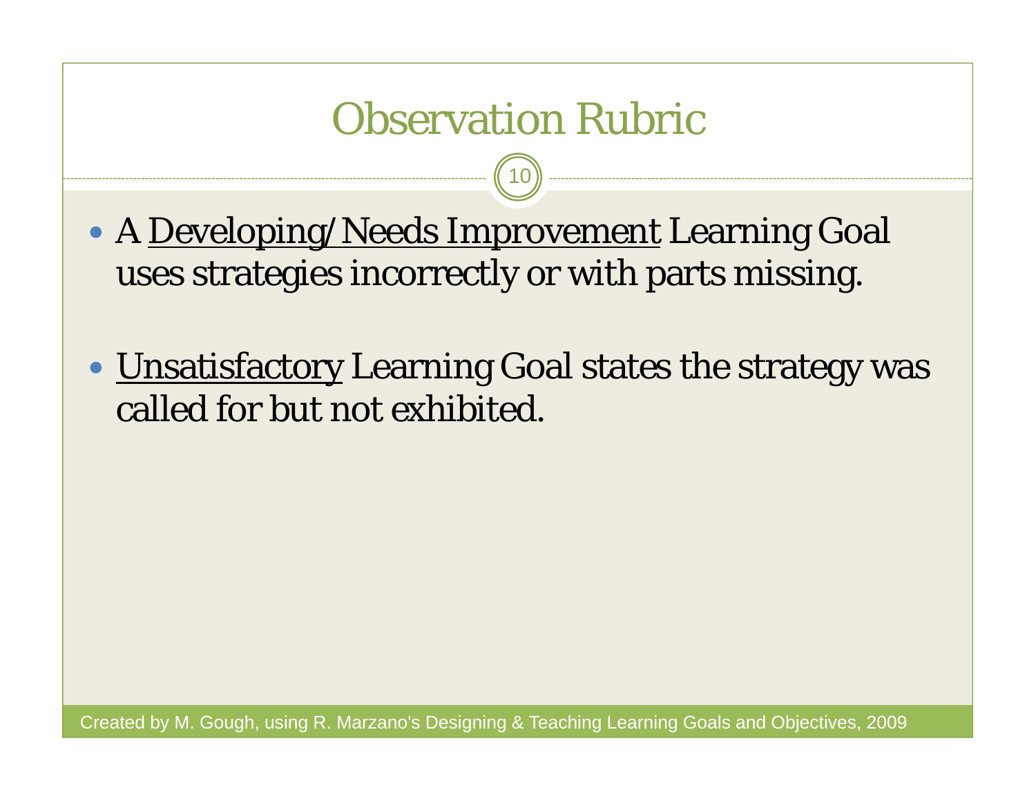# Observation Rubric

- A <u>Developing/Needs Improvement</u> Learning Goal uses strategies incorrectly or with parts missing.

- <u>Unsatisfactory</u> Learning Goal states the strategy was called for but not exhibited.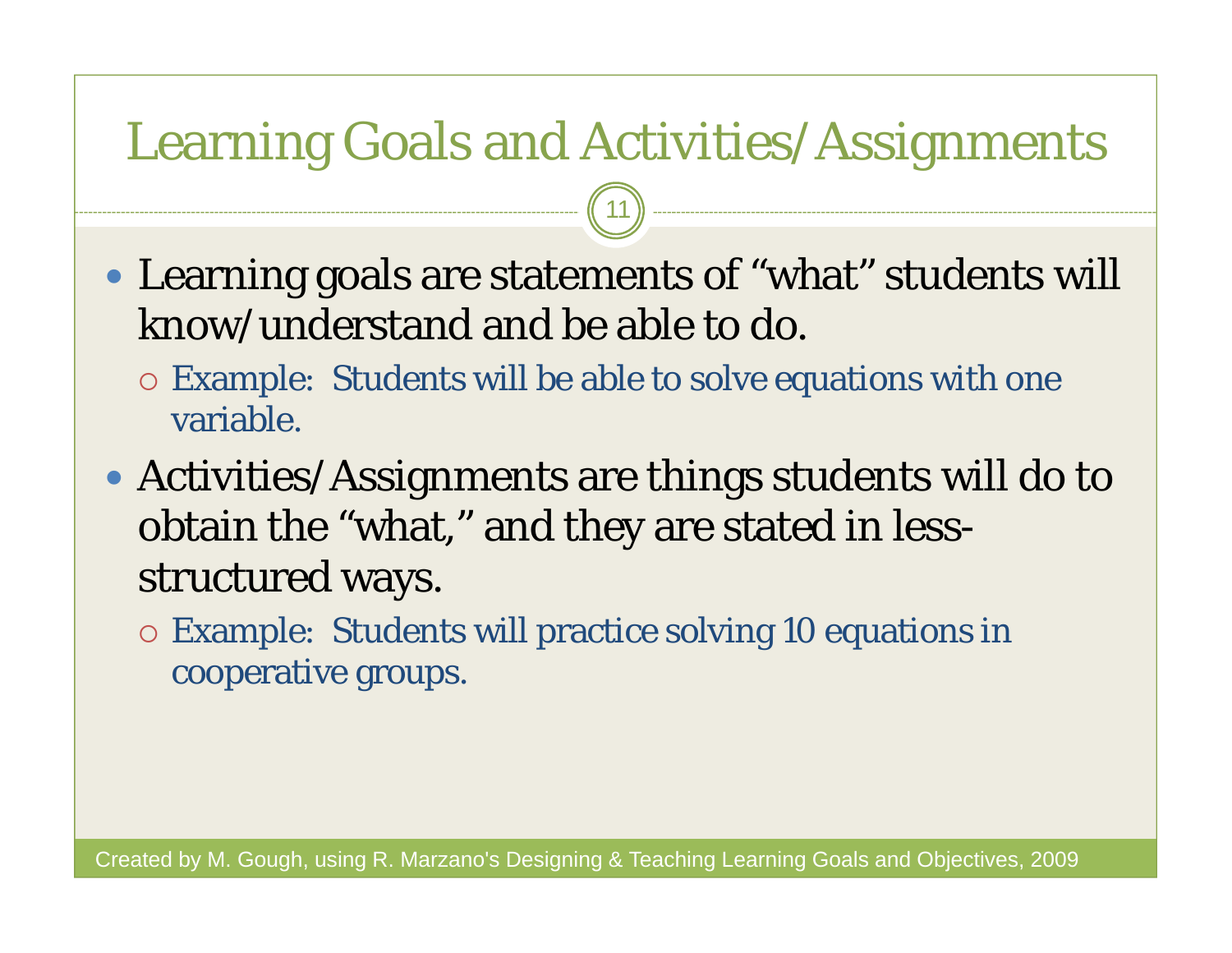# Learning Goals and Activities/Assignments

- Learning goals are statements of "what" students will know/understand and be able to do.
  - Example: Students will be able to solve equations with one variable.
- Activities/Assignments are things students will do to obtain the "what," and they are stated in less-structured ways.
  - Example: Students will practice solving 10 equations in cooperative groups.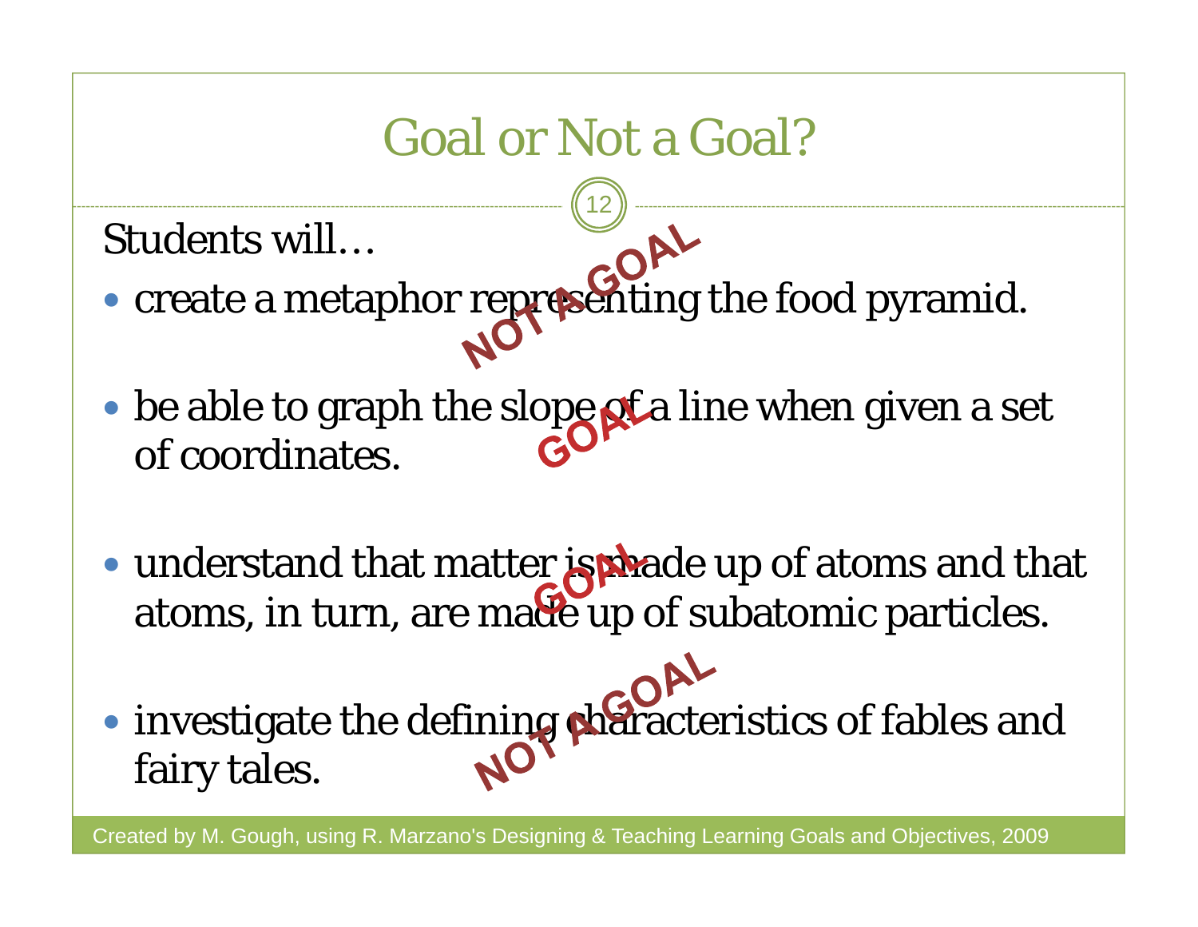# Goal or Not a Goal?

Students will…

- create a metaphor representing the food pyramid. **NOT A GOAL**
- be able to graph the slope of a line when given a set of coordinates. **GOAL**
- understand that matter is made up of atoms and that atoms, in turn, are made up of subatomic particles. **GOAL**
- investigate the defining characteristics of fables and fairy tales. **NOT A GOAL**

Created by M. Gough, using R. Marzano's Designing & Teaching Learning Goals and Objectives, 2009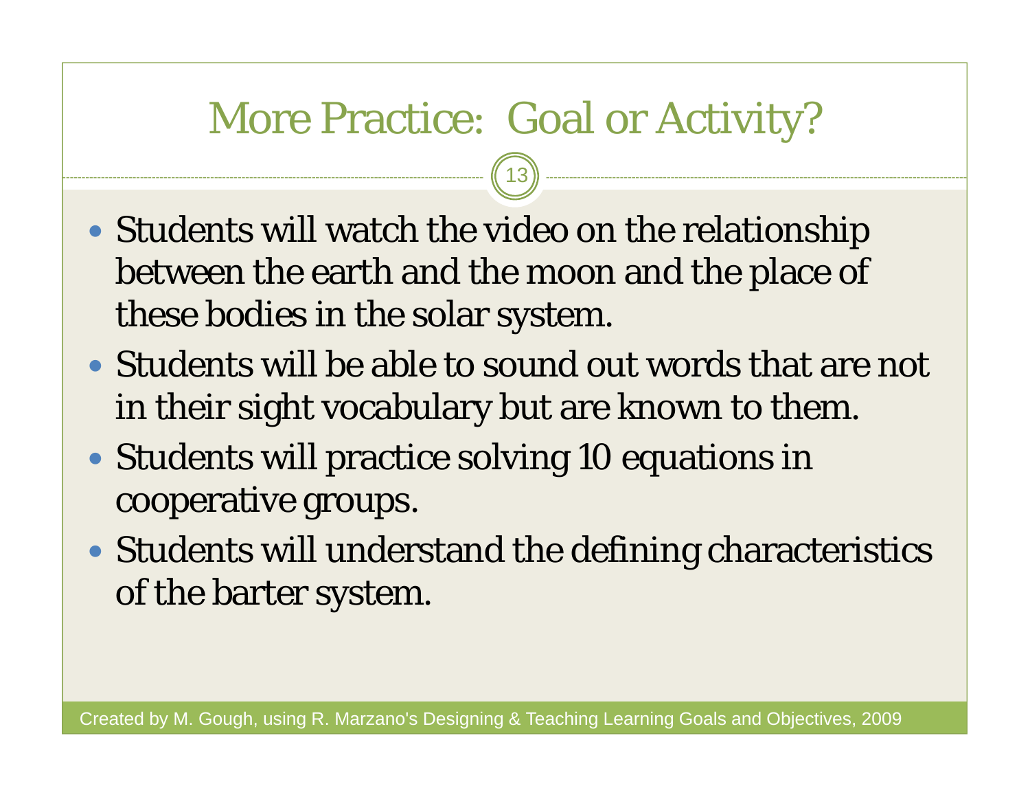# More Practice: Goal or Activity?

- Students will watch the video on the relationship between the earth and the moon and the place of these bodies in the solar system.
- Students will be able to sound out words that are not in their sight vocabulary but are known to them.
- Students will practice solving 10 equations in cooperative groups.
- Students will understand the defining characteristics of the barter system.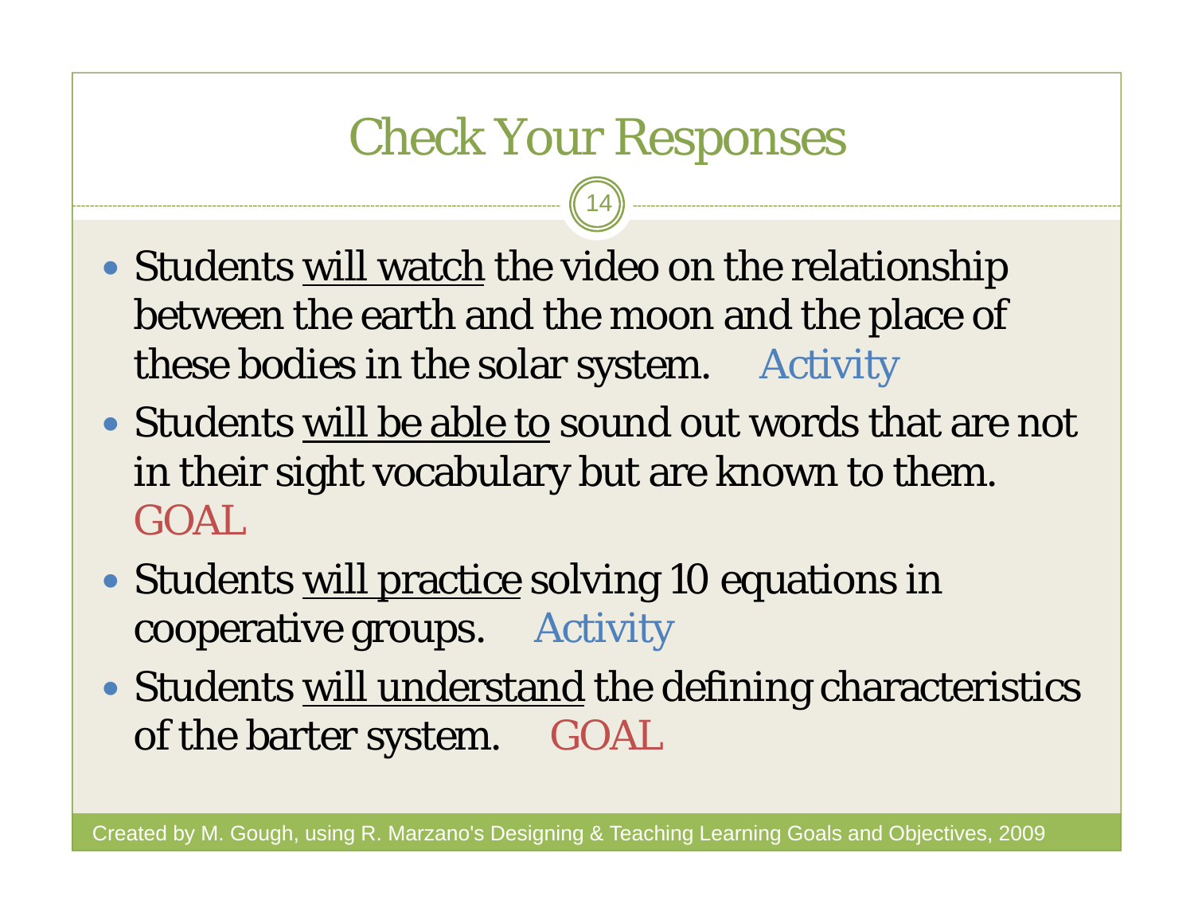# Check Your Responses

- Students <u>will watch</u> the video on the relationship between the earth and the moon and the place of these bodies in the solar system. Activity
- Students <u>will be able to</u> sound out words that are not in their sight vocabulary but are known to them. GOAL
- Students <u>will practice</u> solving 10 equations in cooperative groups. Activity
- Students <u>will understand</u> the defining characteristics of the barter system. GOAL

Created by M. Gough, using R. Marzano's Designing & Teaching Learning Goals and Objectives, 2009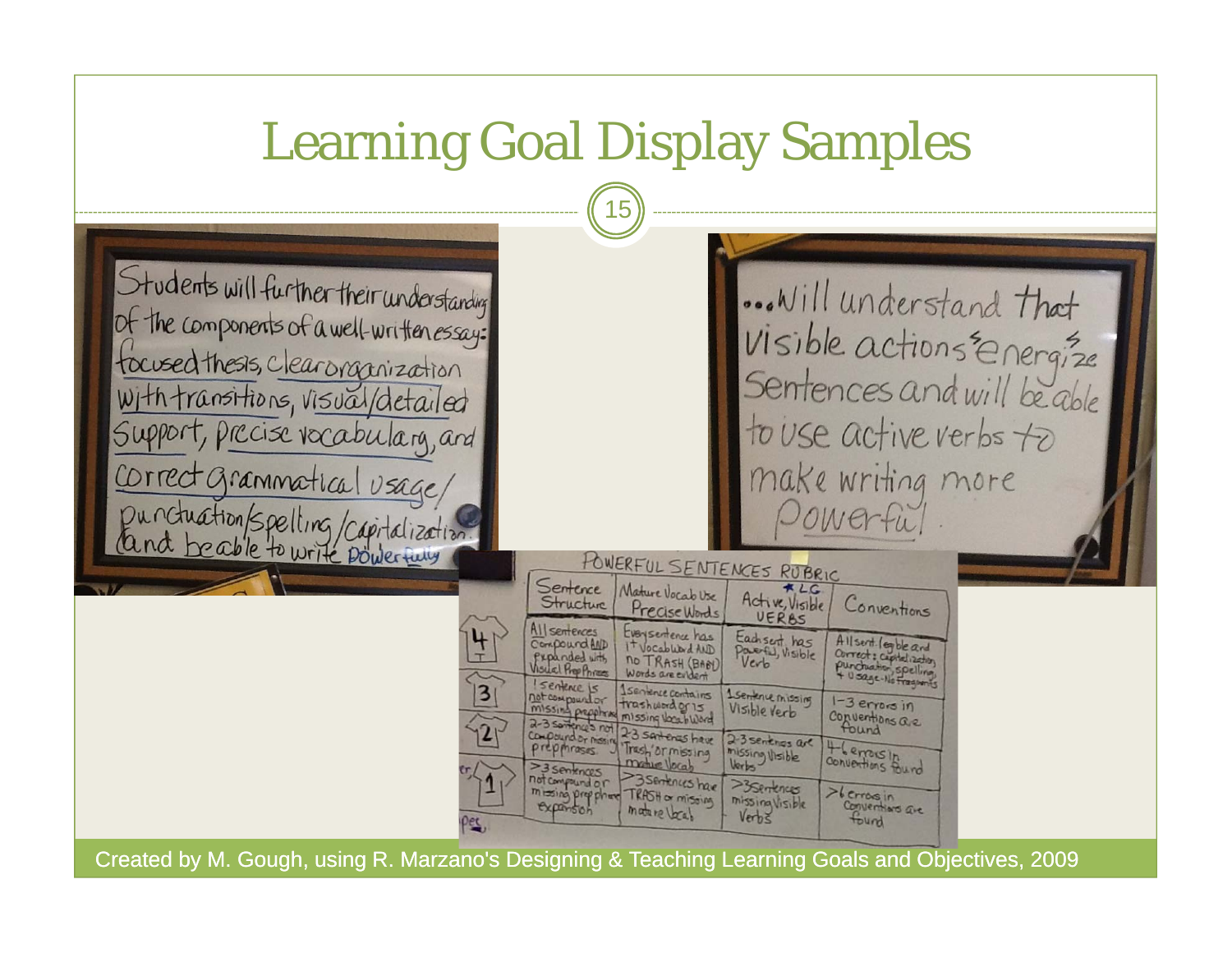# Learning Goal Display Samples

Students will further their understanding of the components of a well-written essay: focused thesis, clear organization with transitions, visual/detailed support, precise vocabulary, and correct grammatical usage/punctuation/spelling/capitalization and be able to write powerfully

...Will understand that visible actions energize sentences and will be able to use active verbs to make writing more powerful.

POWERFUL SENTENCES RUBRIC

| | Sentence Structure | Mature Vocab Use Precise Words | Active, Visible VERBS (* LG) | Conventions |
|---|---|---|---|---|
| 4 | All sentences compound AND expanded with visual prep phrases | Every sentence has 1+ vocab word AND no TRASH (BABY) words are evident | Each sent. has powerful, visible verb | All sent. legible and correct: capitalization, punctuation, spelling, + usage - no fragments |
| 3 | 1 sentence is not compound or missing prep phrase | 1 sentence contains trash word or is missing vocab word | 1 sentence missing visible verb | 1-3 errors in conventions are found |
| 2 | 2-3 sentences not compound or missing prep phrases | 2-3 sentences have trash or missing mature vocab | 2-3 sentences are missing visible verbs | 4-6 errors in conventions found |
| 1 | >3 sentences not compound or missing prep phrase expansion | >3 sentences have TRASH or missing mature vocab | >3 sentences missing visible verbs | >6 errors in conventions are found |

Created by M. Gough, using R. Marzano's Designing & Teaching Learning Goals and Objectives, 2009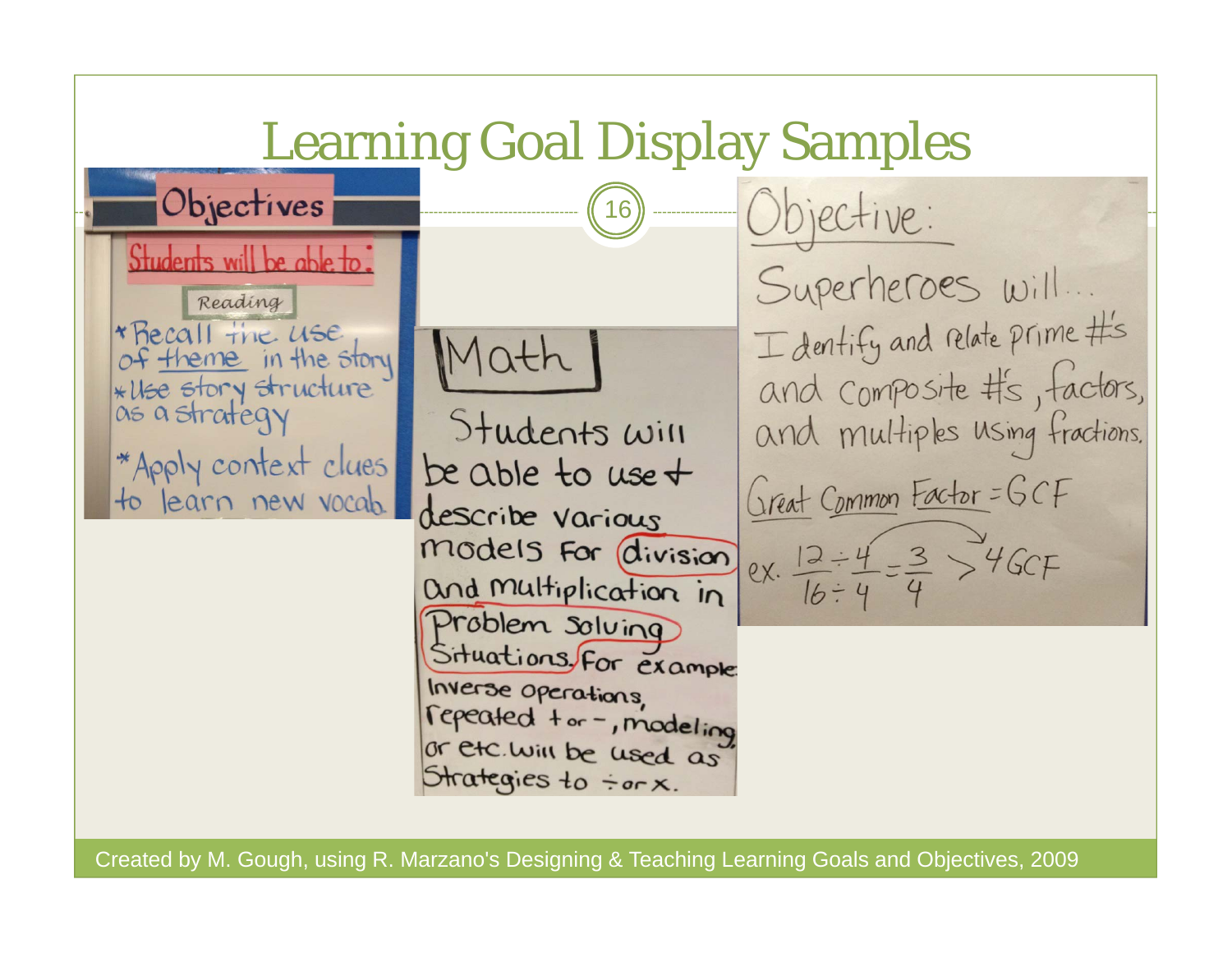# Learning Goal Display Samples

## Objectives

Students will be able to:

Reading

- Recall the use of theme in the story
- Use story structure as a strategy
- Apply context clues to learn new vocab.

## Math

Students will be able to use + describe various models for division and multiplication in Problem Solving Situations. For example: Inverse operations, repeated + or −, modeling, or etc. will be used as Strategies to ÷ or ×.

## Objective:

Superheroes will...

Identify and relate prime #'s and composite #'s, factors, and multiples using fractions.

Great Common Factor = GCF

ex. $\frac{12 \div 4}{16 \div 4} = \frac{3}{4}$ > 4 GCF

Created by M. Gough, using R. Marzano's Designing & Teaching Learning Goals and Objectives, 2009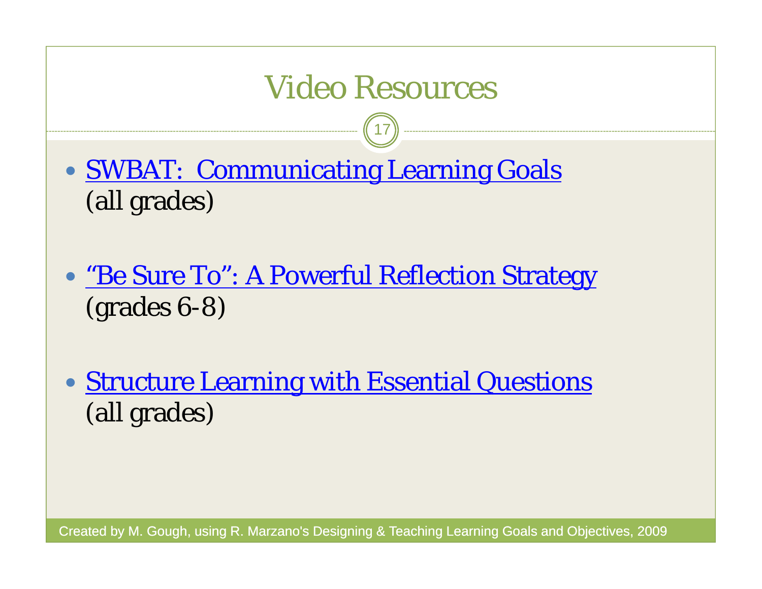# Video Resources

- SWBAT: Communicating Learning Goals (all grades)
- "Be Sure To": A Powerful Reflection Strategy (grades 6-8)
- Structure Learning with Essential Questions (all grades)